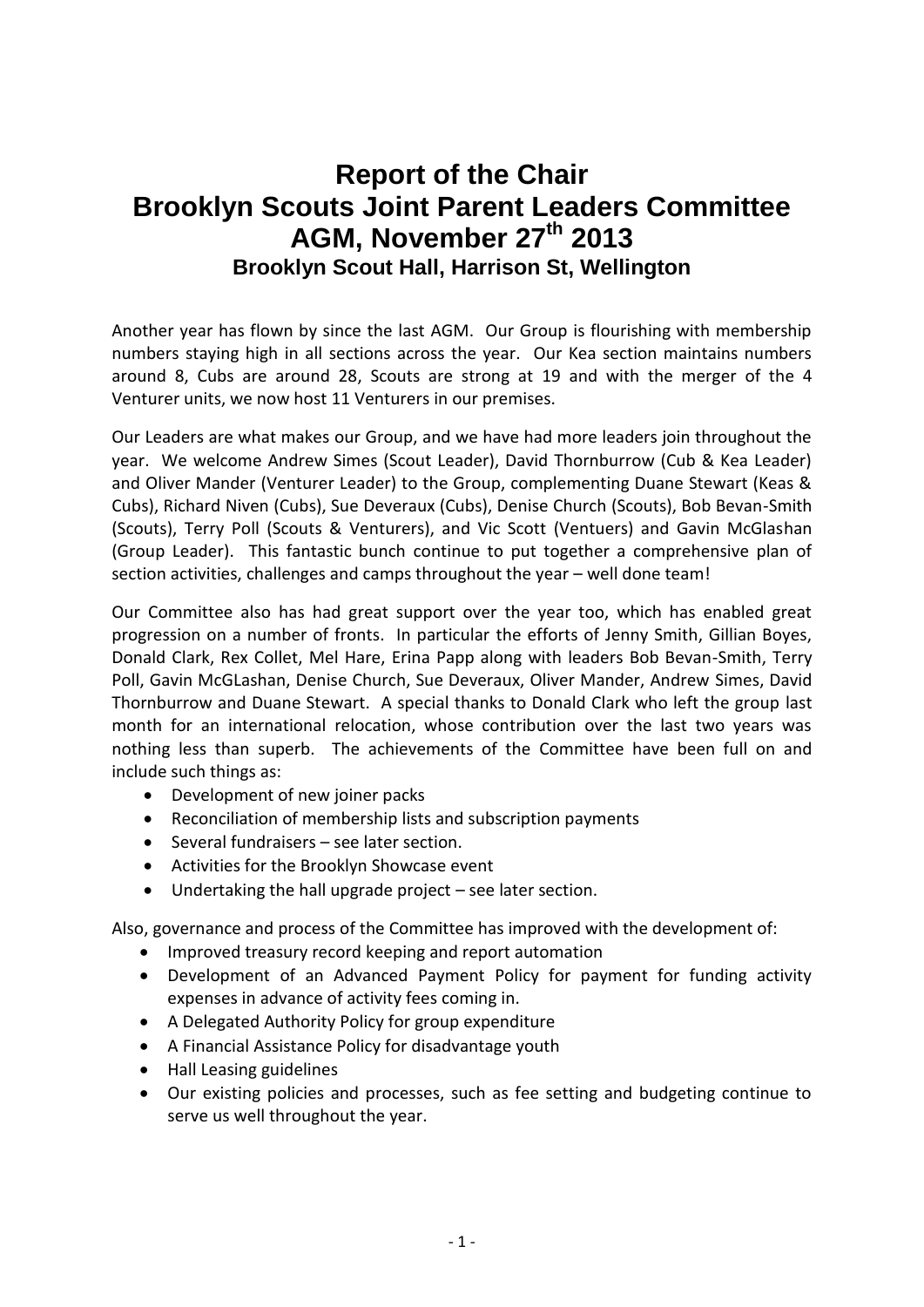# Report of the Chair
# Brooklyn Scouts Joint Parent Leaders Committee
# AGM, November 27th 2013
### Brooklyn Scout Hall, Harrison St, Wellington

Another year has flown by since the last AGM. Our Group is flourishing with membership numbers staying high in all sections across the year. Our Kea section maintains numbers around 8, Cubs are around 28, Scouts are strong at 19 and with the merger of the 4 Venturer units, we now host 11 Venturers in our premises.

Our Leaders are what makes our Group, and we have had more leaders join throughout the year. We welcome Andrew Simes (Scout Leader), David Thornburrow (Cub & Kea Leader) and Oliver Mander (Venturer Leader) to the Group, complementing Duane Stewart (Keas & Cubs), Richard Niven (Cubs), Sue Deveraux (Cubs), Denise Church (Scouts), Bob Bevan-Smith (Scouts), Terry Poll (Scouts & Venturers), and Vic Scott (Ventuers) and Gavin McGlashan (Group Leader). This fantastic bunch continue to put together a comprehensive plan of section activities, challenges and camps throughout the year – well done team!

Our Committee also has had great support over the year too, which has enabled great progression on a number of fronts. In particular the efforts of Jenny Smith, Gillian Boyes, Donald Clark, Rex Collet, Mel Hare, Erina Papp along with leaders Bob Bevan-Smith, Terry Poll, Gavin McGLashan, Denise Church, Sue Deveraux, Oliver Mander, Andrew Simes, David Thornburrow and Duane Stewart. A special thanks to Donald Clark who left the group last month for an international relocation, whose contribution over the last two years was nothing less than superb. The achievements of the Committee have been full on and include such things as:

- Development of new joiner packs
- Reconciliation of membership lists and subscription payments
- Several fundraisers – see later section.
- Activities for the Brooklyn Showcase event
- Undertaking the hall upgrade project – see later section.

Also, governance and process of the Committee has improved with the development of:

- Improved treasury record keeping and report automation
- Development of an Advanced Payment Policy for payment for funding activity expenses in advance of activity fees coming in.
- A Delegated Authority Policy for group expenditure
- A Financial Assistance Policy for disadvantage youth
- Hall Leasing guidelines
- Our existing policies and processes, such as fee setting and budgeting continue to serve us well throughout the year.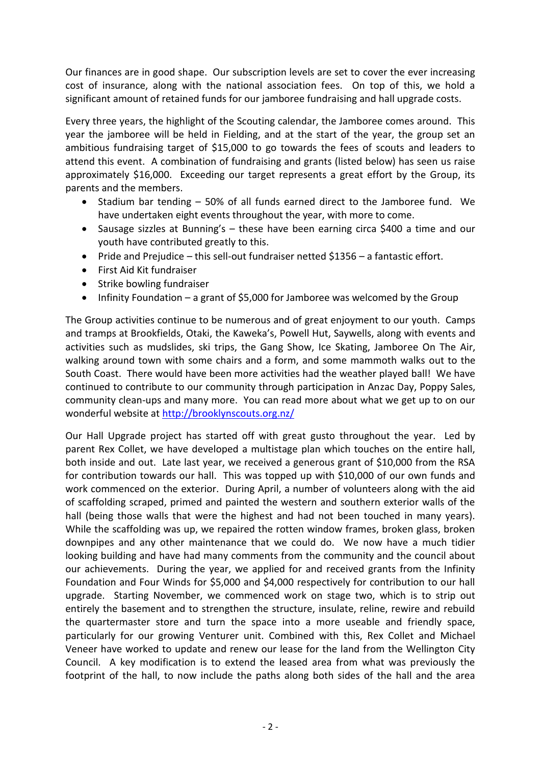Our finances are in good shape. Our subscription levels are set to cover the ever increasing cost of insurance, along with the national association fees. On top of this, we hold a significant amount of retained funds for our jamboree fundraising and hall upgrade costs.

Every three years, the highlight of the Scouting calendar, the Jamboree comes around. This year the jamboree will be held in Fielding, and at the start of the year, the group set an ambitious fundraising target of $15,000 to go towards the fees of scouts and leaders to attend this event. A combination of fundraising and grants (listed below) has seen us raise approximately $16,000. Exceeding our target represents a great effort by the Group, its parents and the members.

- Stadium bar tending – 50% of all funds earned direct to the Jamboree fund. We have undertaken eight events throughout the year, with more to come.
- Sausage sizzles at Bunning's – these have been earning circa $400 a time and our youth have contributed greatly to this.
- Pride and Prejudice – this sell-out fundraiser netted $1356 – a fantastic effort.
- First Aid Kit fundraiser
- Strike bowling fundraiser
- Infinity Foundation – a grant of $5,000 for Jamboree was welcomed by the Group

The Group activities continue to be numerous and of great enjoyment to our youth. Camps and tramps at Brookfields, Otaki, the Kaweka's, Powell Hut, Saywells, along with events and activities such as mudslides, ski trips, the Gang Show, Ice Skating, Jamboree On The Air, walking around town with some chairs and a form, and some mammoth walks out to the South Coast. There would have been more activities had the weather played ball! We have continued to contribute to our community through participation in Anzac Day, Poppy Sales, community clean-ups and many more. You can read more about what we get up to on our wonderful website at http://brooklynscouts.org.nz/

Our Hall Upgrade project has started off with great gusto throughout the year. Led by parent Rex Collet, we have developed a multistage plan which touches on the entire hall, both inside and out. Late last year, we received a generous grant of $10,000 from the RSA for contribution towards our hall. This was topped up with $10,000 of our own funds and work commenced on the exterior. During April, a number of volunteers along with the aid of scaffolding scraped, primed and painted the western and southern exterior walls of the hall (being those walls that were the highest and had not been touched in many years). While the scaffolding was up, we repaired the rotten window frames, broken glass, broken downpipes and any other maintenance that we could do. We now have a much tidier looking building and have had many comments from the community and the council about our achievements. During the year, we applied for and received grants from the Infinity Foundation and Four Winds for $5,000 and $4,000 respectively for contribution to our hall upgrade. Starting November, we commenced work on stage two, which is to strip out entirely the basement and to strengthen the structure, insulate, reline, rewire and rebuild the quartermaster store and turn the space into a more useable and friendly space, particularly for our growing Venturer unit. Combined with this, Rex Collet and Michael Veneer have worked to update and renew our lease for the land from the Wellington City Council. A key modification is to extend the leased area from what was previously the footprint of the hall, to now include the paths along both sides of the hall and the area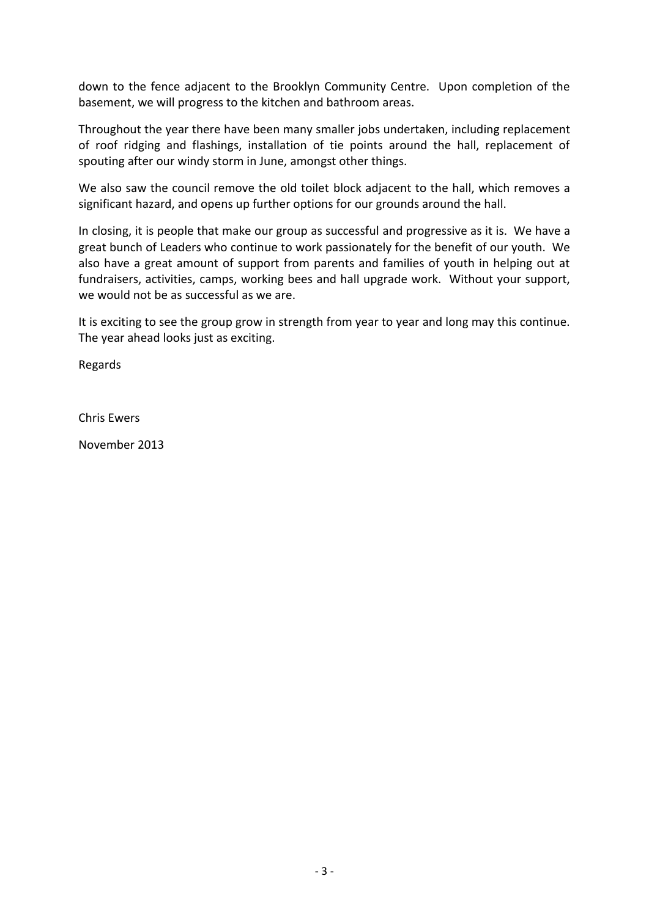down to the fence adjacent to the Brooklyn Community Centre. Upon completion of the basement, we will progress to the kitchen and bathroom areas.

Throughout the year there have been many smaller jobs undertaken, including replacement of roof ridging and flashings, installation of tie points around the hall, replacement of spouting after our windy storm in June, amongst other things.

We also saw the council remove the old toilet block adjacent to the hall, which removes a significant hazard, and opens up further options for our grounds around the hall.

In closing, it is people that make our group as successful and progressive as it is. We have a great bunch of Leaders who continue to work passionately for the benefit of our youth. We also have a great amount of support from parents and families of youth in helping out at fundraisers, activities, camps, working bees and hall upgrade work. Without your support, we would not be as successful as we are.

It is exciting to see the group grow in strength from year to year and long may this continue. The year ahead looks just as exciting.

Regards

Chris Ewers

November 2013